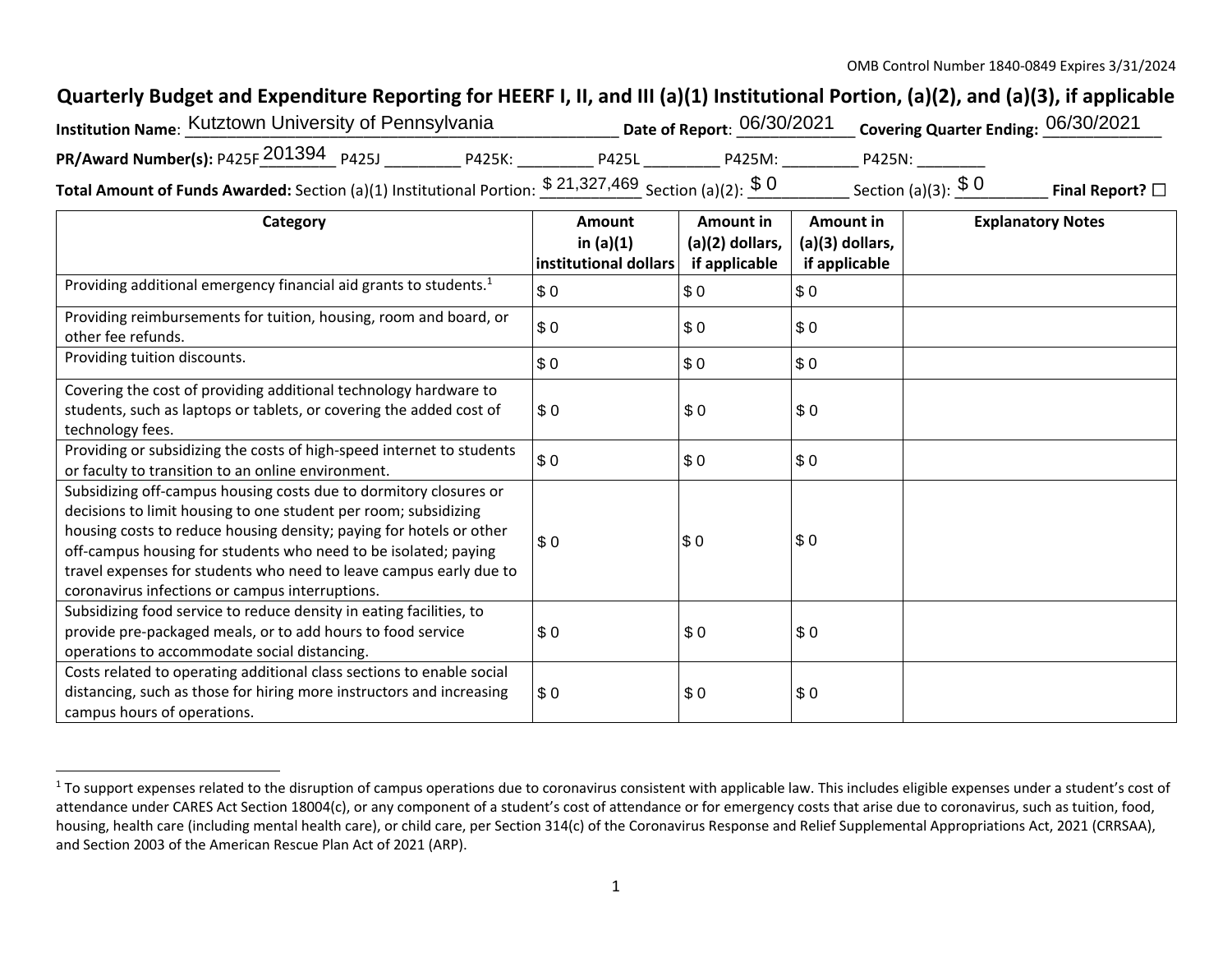OMB Control Number 1840-0849 Expires 3/31/2024

# Quarterly Budget and Expenditure Reporting for HEERF I, II, and III (a)(1) Institutional Portion, (a)(2), and (a)(3), if applicable

**Institution Name**: Kutztown University of Pennsylvania **Date of Report**: 06/30/2021 **Covering Quarter Ending:** 06/30/2021

**PR/Award Number(s):** P425F 201394 P425J _________ P425K: _________ P425L _________ P425M: _________ P425N: ________

**Total Amount of Funds Awarded:** Section (a)(1) Institutional Portion: $ 21,327,469 Section (a)(2): $ 0 Section (a)(3): $ 0 **Final Report?** ☐

| Category | Amount in (a)(1) institutional dollars | Amount in (a)(2) dollars, if applicable | Amount in (a)(3) dollars, if applicable | Explanatory Notes |
|---|---|---|---|---|
| Providing additional emergency financial aid grants to students.[1] | $ 0 | $ 0 | $ 0 | |
| Providing reimbursements for tuition, housing, room and board, or other fee refunds. | $ 0 | $ 0 | $ 0 | |
| Providing tuition discounts. | $ 0 | $ 0 | $ 0 | |
| Covering the cost of providing additional technology hardware to students, such as laptops or tablets, or covering the added cost of technology fees. | $ 0 | $ 0 | $ 0 | |
| Providing or subsidizing the costs of high-speed internet to students or faculty to transition to an online environment. | $ 0 | $ 0 | $ 0 | |
| Subsidizing off-campus housing costs due to dormitory closures or decisions to limit housing to one student per room; subsidizing housing costs to reduce housing density; paying for hotels or other off-campus housing for students who need to be isolated; paying travel expenses for students who need to leave campus early due to coronavirus infections or campus interruptions. | $ 0 | $ 0 | $ 0 | |
| Subsidizing food service to reduce density in eating facilities, to provide pre-packaged meals, or to add hours to food service operations to accommodate social distancing. | $ 0 | $ 0 | $ 0 | |
| Costs related to operating additional class sections to enable social distancing, such as those for hiring more instructors and increasing campus hours of operations. | $ 0 | $ 0 | $ 0 | |

[1] To support expenses related to the disruption of campus operations due to coronavirus consistent with applicable law. This includes eligible expenses under a student's cost of attendance under CARES Act Section 18004(c), or any component of a student's cost of attendance or for emergency costs that arise due to coronavirus, such as tuition, food, housing, health care (including mental health care), or child care, per Section 314(c) of the Coronavirus Response and Relief Supplemental Appropriations Act, 2021 (CRRSAA), and Section 2003 of the American Rescue Plan Act of 2021 (ARP).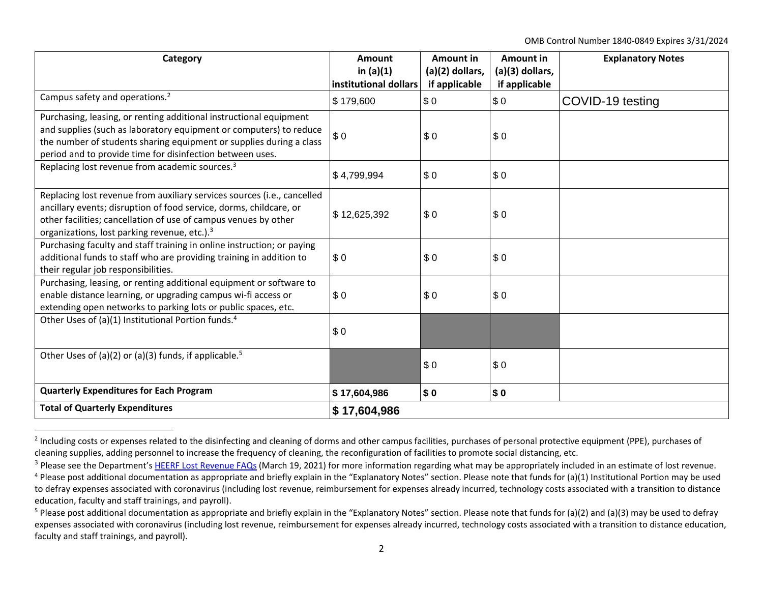| Category | Amount in (a)(1) institutional dollars | Amount in (a)(2) dollars, if applicable | Amount in (a)(3) dollars, if applicable | Explanatory Notes |
|---|---|---|---|---|
| Campus safety and operations.[2] | $ 179,600 | $ 0 | $ 0 | COVID-19 testing |
| Purchasing, leasing, or renting additional instructional equipment and supplies (such as laboratory equipment or computers) to reduce the number of students sharing equipment or supplies during a class period and to provide time for disinfection between uses. | $ 0 | $ 0 | $ 0 | |
| Replacing lost revenue from academic sources.[3] | $ 4,799,994 | $ 0 | $ 0 | |
| Replacing lost revenue from auxiliary services sources (i.e., cancelled ancillary events; disruption of food service, dorms, childcare, or other facilities; cancellation of use of campus venues by other organizations, lost parking revenue, etc.).[3] | $ 12,625,392 | $ 0 | $ 0 | |
| Purchasing faculty and staff training in online instruction; or paying additional funds to staff who are providing training in addition to their regular job responsibilities. | $ 0 | $ 0 | $ 0 | |
| Purchasing, leasing, or renting additional equipment or software to enable distance learning, or upgrading campus wi-fi access or extending open networks to parking lots or public spaces, etc. | $ 0 | $ 0 | $ 0 | |
| Other Uses of (a)(1) Institutional Portion funds.[4] | $ 0 | | | |
| Other Uses of (a)(2) or (a)(3) funds, if applicable.[5] | | $ 0 | $ 0 | |
| **Quarterly Expenditures for Each Program** | **$ 17,604,986** | **$ 0** | **$ 0** | |
| **Total of Quarterly Expenditures** | **$ 17,604,986** | | | |

[2] Including costs or expenses related to the disinfecting and cleaning of dorms and other campus facilities, purchases of personal protective equipment (PPE), purchases of cleaning supplies, adding personnel to increase the frequency of cleaning, the reconfiguration of facilities to promote social distancing, etc.

[3] Please see the Department's HEERF Lost Revenue FAQs (March 19, 2021) for more information regarding what may be appropriately included in an estimate of lost revenue.

[4] Please post additional documentation as appropriate and briefly explain in the "Explanatory Notes" section. Please note that funds for (a)(1) Institutional Portion may be used to defray expenses associated with coronavirus (including lost revenue, reimbursement for expenses already incurred, technology costs associated with a transition to distance education, faculty and staff trainings, and payroll).

[5] Please post additional documentation as appropriate and briefly explain in the "Explanatory Notes" section. Please note that funds for (a)(2) and (a)(3) may be used to defray expenses associated with coronavirus (including lost revenue, reimbursement for expenses already incurred, technology costs associated with a transition to distance education, faculty and staff trainings, and payroll).